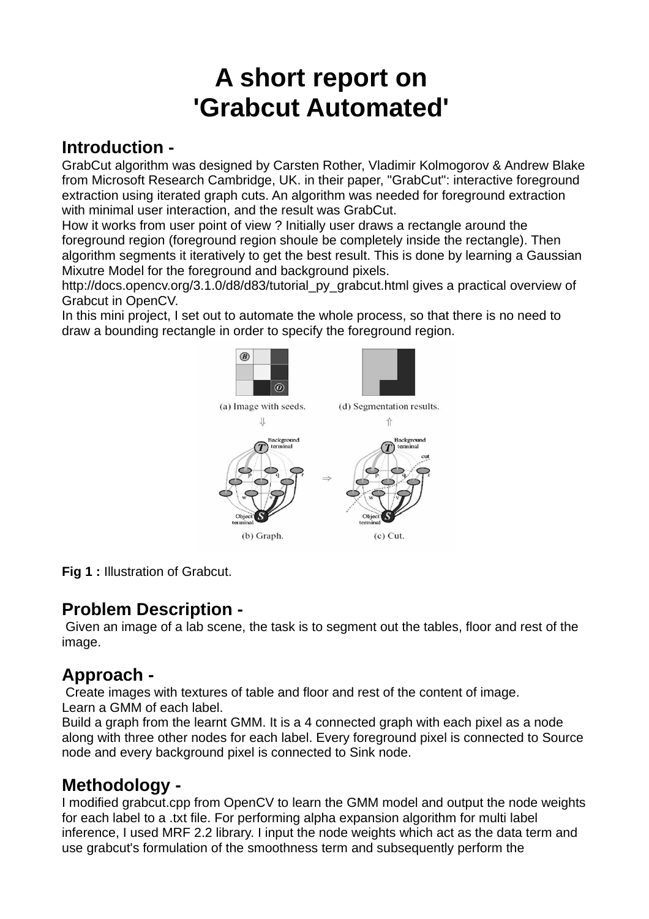# A short report on 'Grabcut Automated'

## Introduction -

GrabCut algorithm was designed by Carsten Rother, Vladimir Kolmogorov & Andrew Blake from Microsoft Research Cambridge, UK. in their paper, "GrabCut": interactive foreground extraction using iterated graph cuts. An algorithm was needed for foreground extraction with minimal user interaction, and the result was GrabCut.

How it works from user point of view ? Initially user draws a rectangle around the foreground region (foreground region shoule be completely inside the rectangle). Then algorithm segments it iteratively to get the best result. This is done by learning a Gaussian Mixutre Model for the foreground and background pixels.

http://docs.opencv.org/3.1.0/d8/d83/tutorial_py_grabcut.html gives a practical overview of Grabcut in OpenCV.

In this mini project, I set out to automate the whole process, so that there is no need to draw a bounding rectangle in order to specify the foreground region.

**Fig 1 :** Illustration of Grabcut.

## Problem Description -

Given an image of a lab scene, the task is to segment out the tables, floor and rest of the image.

## Approach -

Create images with textures of table and floor and rest of the content of image.
Learn a GMM of each label.
Build a graph from the learnt GMM. It is a 4 connected graph with each pixel as a node along with three other nodes for each label. Every foreground pixel is connected to Source node and every background pixel is connected to Sink node.

## Methodology -

I modified grabcut.cpp from OpenCV to learn the GMM model and output the node weights for each label to a .txt file. For performing alpha expansion algorithm for multi label inference, I used MRF 2.2 library. I input the node weights which act as the data term and use grabcut's formulation of the smoothness term and subsequently perform the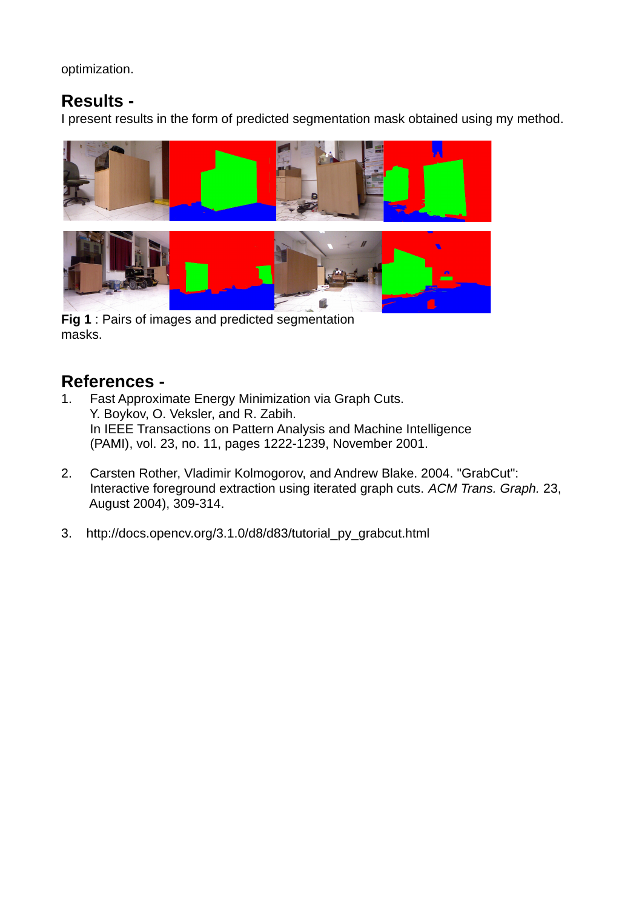optimization.

## Results -

I present results in the form of predicted segmentation mask obtained using my method.

**Fig 1** : Pairs of images and predicted segmentation masks.

## References -

1. Fast Approximate Energy Minimization via Graph Cuts.
   Y. Boykov, O. Veksler, and R. Zabih.
   In IEEE Transactions on Pattern Analysis and Machine Intelligence (PAMI), vol. 23, no. 11, pages 1222-1239, November 2001.

2. Carsten Rother, Vladimir Kolmogorov, and Andrew Blake. 2004. "GrabCut": Interactive foreground extraction using iterated graph cuts. *ACM Trans. Graph.* 23, August 2004), 309-314.

3. http://docs.opencv.org/3.1.0/d8/d83/tutorial_py_grabcut.html